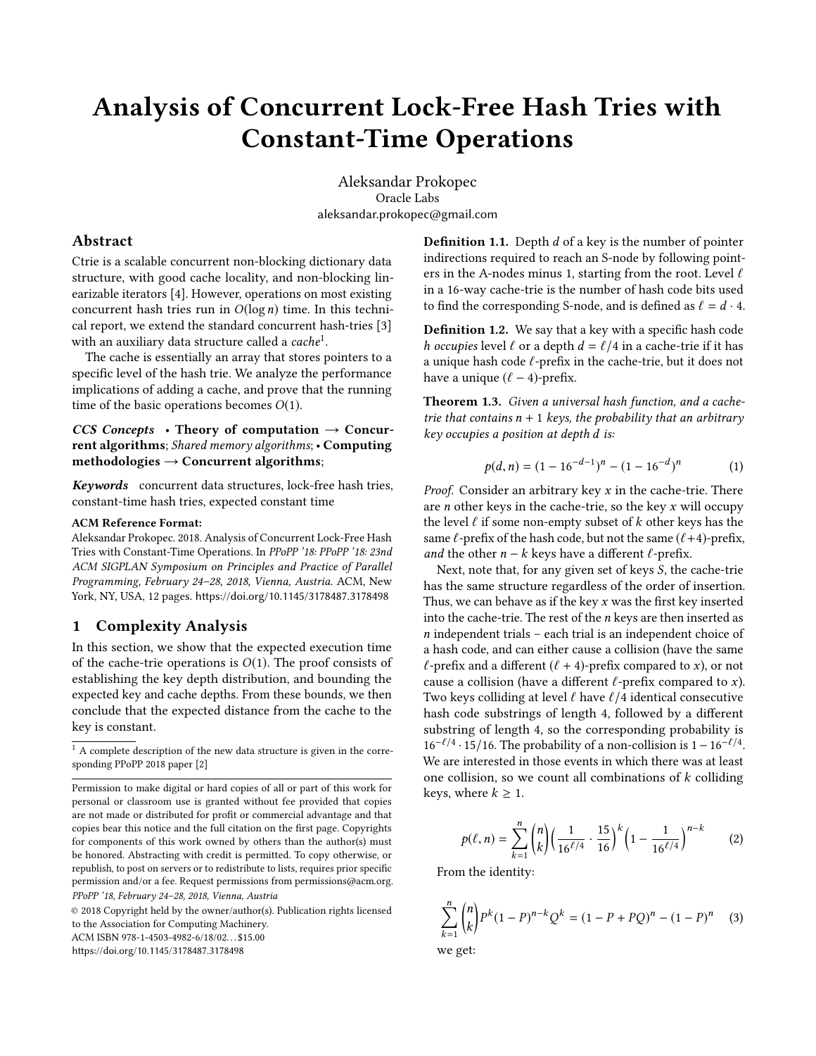# Analysis of Concurrent Lock-Free Hash Tries with Constant-Time Operations

Aleksandar Prokopec
Oracle Labs
aleksandar.prokopec@gmail.com

## Abstract

Ctrie is a scalable concurrent non-blocking dictionary data structure, with good cache locality, and non-blocking linearizable iterators [4]. However, operations on most existing concurrent hash tries run in $O(\log n)$ time. In this technical report, we extend the standard concurrent hash-tries [3] with an auxiliary data structure called a *cache*[1].

The cache is essentially an array that stores pointers to a specific level of the hash trie. We analyze the performance implications of adding a cache, and prove that the running time of the basic operations becomes $O(1)$.

***CCS Concepts*** • **Theory of computation** → **Concurrent algorithms**; *Shared memory algorithms*; • **Computing methodologies** → **Concurrent algorithms**;

***Keywords*** concurrent data structures, lock-free hash tries, constant-time hash tries, expected constant time

**ACM Reference Format:**
Aleksandar Prokopec. 2018. Analysis of Concurrent Lock-Free Hash Tries with Constant-Time Operations. In *PPoPP '18: PPoPP '18: 23nd ACM SIGPLAN Symposium on Principles and Practice of Parallel Programming, February 24–28, 2018, Vienna, Austria.* ACM, New York, NY, USA, 12 pages. https://doi.org/10.1145/3178487.3178498

## 1 Complexity Analysis

In this section, we show that the expected execution time of the cache-trie operations is $O(1)$. The proof consists of establishing the key depth distribution, and bounding the expected key and cache depths. From these bounds, we then conclude that the expected distance from the cache to the key is constant.

[1] A complete description of the new data structure is given in the corresponding PPoPP 2018 paper [2]

Permission to make digital or hard copies of all or part of this work for personal or classroom use is granted without fee provided that copies are not made or distributed for profit or commercial advantage and that copies bear this notice and the full citation on the first page. Copyrights for components of this work owned by others than the author(s) must be honored. Abstracting with credit is permitted. To copy otherwise, or republish, to post on servers or to redistribute to lists, requires prior specific permission and/or a fee. Request permissions from permissions@acm.org.
*PPoPP '18, February 24–28, 2018, Vienna, Austria*
© 2018 Copyright held by the owner/author(s). Publication rights licensed to the Association for Computing Machinery.
ACM ISBN 978-1-4503-4982-6/18/02...$15.00
https://doi.org/10.1145/3178487.3178498

**Definition 1.1.** Depth $d$ of a key is the number of pointer indirections required to reach an S-node by following pointers in the A-nodes minus 1, starting from the root. Level $\ell$ in a 16-way cache-trie is the number of hash code bits used to find the corresponding S-node, and is defined as $\ell = d \cdot 4$.

**Definition 1.2.** We say that a key with a specific hash code $h$ *occupies* level $\ell$ or a depth $d = \ell/4$ in a cache-trie if it has a unique hash code $\ell$-prefix in the cache-trie, but it does not have a unique $(\ell - 4)$-prefix.

**Theorem 1.3.** *Given a universal hash function, and a cache-trie that contains $n + 1$ keys, the probability that an arbitrary key occupies a position at depth $d$ is:*

$$p(d, n) = (1 - 16^{-d-1})^n - (1 - 16^{-d})^n \tag{1}$$

*Proof.* Consider an arbitrary key $x$ in the cache-trie. There are $n$ other keys in the cache-trie, so the key $x$ will occupy the level $\ell$ if some non-empty subset of $k$ other keys has the same $\ell$-prefix of the hash code, but not the same $(\ell+4)$-prefix, *and* the other $n - k$ keys have a different $\ell$-prefix.

Next, note that, for any given set of keys $S$, the cache-trie has the same structure regardless of the order of insertion. Thus, we can behave as if the key $x$ was the first key inserted into the cache-trie. The rest of the $n$ keys are then inserted as $n$ independent trials – each trial is an independent choice of a hash code, and can either cause a collision (have the same $\ell$-prefix and a different $(\ell + 4)$-prefix compared to $x$), or not cause a collision (have a different $\ell$-prefix compared to $x$). Two keys colliding at level $\ell$ have $\ell/4$ identical consecutive hash code substrings of length 4, followed by a different substring of length 4, so the corresponding probability is $16^{-\ell/4} \cdot 15/16$. The probability of a non-collision is $1 - 16^{-\ell/4}$. We are interested in those events in which there was at least one collision, so we count all combinations of $k$ colliding keys, where $k \geq 1$.

$$p(\ell, n) = \sum_{k=1}^{n} \binom{n}{k} \Big( \frac{1}{16^{\ell/4}} \cdot \frac{15}{16} \Big)^k \Big( 1 - \frac{1}{16^{\ell/4}} \Big)^{n-k} \tag{2}$$

From the identity:

$$\sum_{k=1}^{n} \binom{n}{k} P^k (1 - P)^{n-k} Q^k = (1 - P + PQ)^n - (1 - P)^n \tag{3}$$

we get: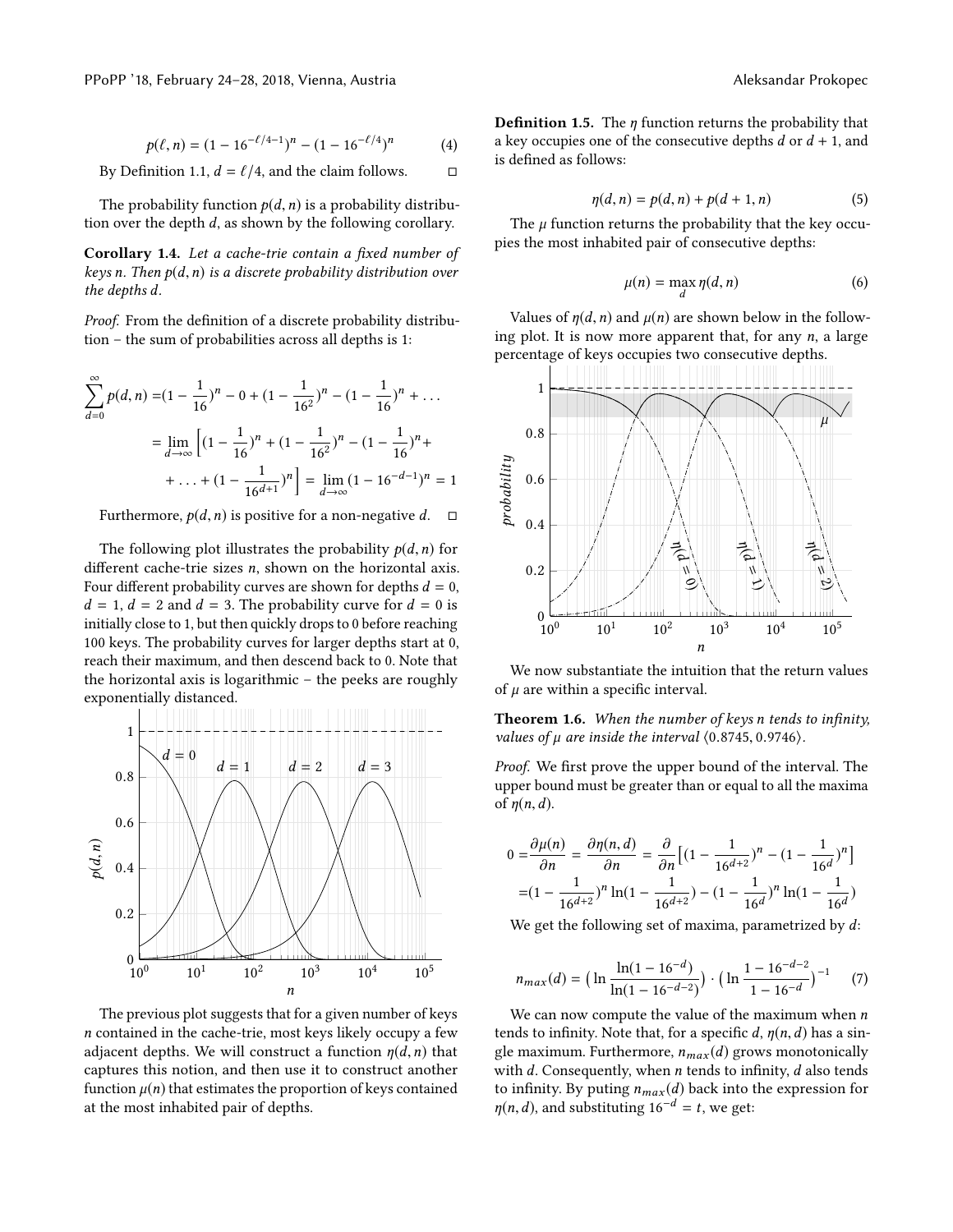$$p(\ell, n) = (1 - 16^{-\ell/4-1})^n - (1 - 16^{-\ell/4})^n \tag{4}$$

By Definition 1.1, $d = \ell/4$, and the claim follows. □

The probability function $p(d, n)$ is a probability distribution over the depth $d$, as shown by the following corollary.

**Corollary 1.4.** *Let a cache-trie contain a fixed number of keys n. Then $p(d, n)$ is a discrete probability distribution over the depths d.*

*Proof.* From the definition of a discrete probability distribution – the sum of probabilities across all depths is 1:

$$\sum_{d=0}^{\infty} p(d, n) = (1 - \frac{1}{16})^n - 0 + (1 - \frac{1}{16^2})^n - (1 - \frac{1}{16})^n + \dots$$

$$= \lim_{d \to \infty} \Big[ (1 - \frac{1}{16})^n + (1 - \frac{1}{16^2})^n - (1 - \frac{1}{16})^n + \dots + (1 - \frac{1}{16^{d+1}})^n \Big] = \lim_{d \to \infty} (1 - 16^{-d-1})^n = 1$$

Furthermore, $p(d, n)$ is positive for a non-negative $d$. □

The following plot illustrates the probability $p(d, n)$ for different cache-trie sizes $n$, shown on the horizontal axis. Four different probability curves are shown for depths $d = 0$, $d = 1$, $d = 2$ and $d = 3$. The probability curve for $d = 0$ is initially close to 1, but then quickly drops to 0 before reaching 100 keys. The probability curves for larger depths start at 0, reach their maximum, and then descend back to 0. Note that the horizontal axis is logarithmic – the peeks are roughly exponentially distanced.

The previous plot suggests that for a given number of keys $n$ contained in the cache-trie, most keys likely occupy a few adjacent depths. We will construct a function $\eta(d, n)$ that captures this notion, and then use it to construct another function $\mu(n)$ that estimates the proportion of keys contained at the most inhabited pair of depths.

**Definition 1.5.** The $\eta$ function returns the probability that a key occupies one of the consecutive depths $d$ or $d + 1$, and is defined as follows:

$$\eta(d, n) = p(d, n) + p(d + 1, n) \tag{5}$$

The $\mu$ function returns the probability that the key occupies the most inhabited pair of consecutive depths:

$$\mu(n) = \max_{d} \eta(d, n) \tag{6}$$

Values of $\eta(d, n)$ and $\mu(n)$ are shown below in the following plot. It is now more apparent that, for any $n$, a large percentage of keys occupies two consecutive depths.

We now substantiate the intuition that the return values of $\mu$ are within a specific interval.

**Theorem 1.6.** *When the number of keys n tends to infinity, values of $\mu$ are inside the interval $\langle 0.8745, 0.9746 \rangle$.*

*Proof.* We first prove the upper bound of the interval. The upper bound must be greater than or equal to all the maxima of $\eta(n, d)$.

$$0 = \frac{\partial \mu(n)}{\partial n} = \frac{\partial \eta(n, d)}{\partial n} = \frac{\partial}{\partial n} \big[ (1 - \frac{1}{16^{d+2}})^n - (1 - \frac{1}{16^d})^n \big]$$

$$= (1 - \frac{1}{16^{d+2}})^n \ln(1 - \frac{1}{16^{d+2}}) - (1 - \frac{1}{16^d})^n \ln(1 - \frac{1}{16^d})$$

We get the following set of maxima, parametrized by $d$:

$$n_{max}(d) = \big( \ln \frac{\ln(1 - 16^{-d})}{\ln(1 - 16^{-d-2})} \big) \cdot \big( \ln \frac{1 - 16^{-d-2}}{1 - 16^{-d}} \big)^{-1} \tag{7}$$

We can now compute the value of the maximum when $n$ tends to infinity. Note that, for a specific $d$, $\eta(n, d)$ has a single maximum. Furthermore, $n_{max}(d)$ grows monotonically with $d$. Consequently, when $n$ tends to infinity, $d$ also tends to infinity. By puting $n_{max}(d)$ back into the expression for $\eta(n, d)$, and substituting $16^{-d} = t$, we get: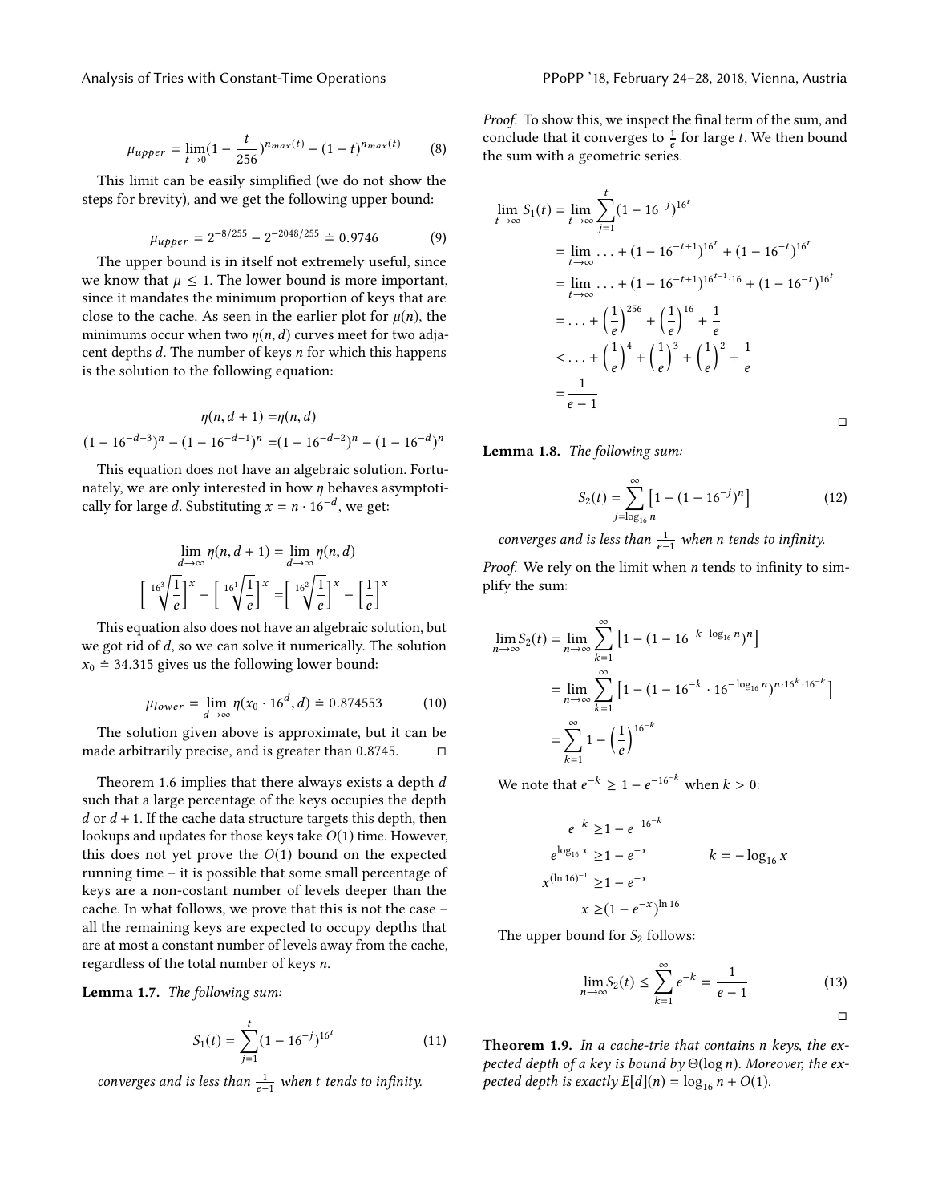$$\mu_{upper} = \lim_{t \to 0} (1 - \frac{t}{256})^{n_{max}(t)} - (1-t)^{n_{max}(t)} \tag{8}$$

This limit can be easily simplified (we do not show the steps for brevity), and we get the following upper bound:

$$\mu_{upper} = 2^{-8/255} - 2^{-2048/255} \doteq 0.9746 \tag{9}$$

The upper bound is in itself not extremely useful, since we know that $\mu \leq 1$. The lower bound is more important, since it mandates the minimum proportion of keys that are close to the cache. As seen in the earlier plot for $\mu(n)$, the minimums occur when two $\eta(n, d)$ curves meet for two adjacent depths $d$. The number of keys $n$ for which this happens is the solution to the following equation:

$$\eta(n, d+1) = \eta(n, d)$$
$$(1 - 16^{-d-3})^n - (1 - 16^{-d-1})^n = (1 - 16^{-d-2})^n - (1 - 16^{-d})^n$$

This equation does not have an algebraic solution. Fortunately, we are only interested in how $\eta$ behaves asymptotically for large $d$. Substituting $x = n \cdot 16^{-d}$, we get:

$$\lim_{d \to \infty} \eta(n, d+1) = \lim_{d \to \infty} \eta(n, d)$$
$$\left[ \sqrt[16^3]{\frac{1}{e}} \right]^x - \left[ \sqrt[16^1]{\frac{1}{e}} \right]^x = \left[ \sqrt[16^2]{\frac{1}{e}} \right]^x - \left[ \frac{1}{e} \right]^x$$

This equation also does not have an algebraic solution, but we got rid of $d$, so we can solve it numerically. The solution $x_0 \doteq 34.315$ gives us the following lower bound:

$$\mu_{lower} = \lim_{d \to \infty} \eta(x_0 \cdot 16^d, d) \doteq 0.874553 \tag{10}$$

The solution given above is approximate, but it can be made arbitrarily precise, and is greater than 0.8745. □

Theorem 1.6 implies that there always exists a depth $d$ such that a large percentage of the keys occupies the depth $d$ or $d+1$. If the cache data structure targets this depth, then lookups and updates for those keys take $O(1)$ time. However, this does not yet prove the $O(1)$ bound on the expected running time – it is possible that some small percentage of keys are a non-costant number of levels deeper than the cache. In what follows, we prove that this is not the case – all the remaining keys are expected to occupy depths that are at most a constant number of levels away from the cache, regardless of the total number of keys $n$.

**Lemma 1.7.** *The following sum:*

$$S_1(t) = \sum_{j=1}^{t} (1 - 16^{-j})^{16^t} \tag{11}$$

*converges and is less than* $\frac{1}{e-1}$ *when* $t$ *tends to infinity.*

*Proof.* To show this, we inspect the final term of the sum, and conclude that it converges to $\frac{1}{e}$ for large $t$. We then bound the sum with a geometric series.

$$\begin{aligned}
\lim_{t \to \infty} S_1(t) &= \lim_{t \to \infty} \sum_{j=1}^{t} (1 - 16^{-j})^{16^t} \\
&= \lim_{t \to \infty} \ldots + (1 - 16^{-t+1})^{16^t} + (1 - 16^{-t})^{16^t} \\
&= \lim_{t \to \infty} \ldots + (1 - 16^{-t+1})^{16^{t-1} \cdot 16} + (1 - 16^{-t})^{16^t} \\
&= \ldots + \left(\frac{1}{e}\right)^{256} + \left(\frac{1}{e}\right)^{16} + \frac{1}{e} \\
&< \ldots + \left(\frac{1}{e}\right)^{4} + \left(\frac{1}{e}\right)^{3} + \left(\frac{1}{e}\right)^{2} + \frac{1}{e} \\
&= \frac{1}{e-1}
\end{aligned}$$

□

**Lemma 1.8.** *The following sum:*

$$S_2(t) = \sum_{j=\log_{16} n}^{\infty} \left[ 1 - (1 - 16^{-j})^n \right] \tag{12}$$

*converges and is less than* $\frac{1}{e-1}$ *when* $n$ *tends to infinity.*

*Proof.* We rely on the limit when $n$ tends to infinity to simplify the sum:

$$\begin{aligned}
\lim_{n \to \infty} S_2(t) &= \lim_{n \to \infty} \sum_{k=1}^{\infty} \left[ 1 - (1 - 16^{-k - \log_{16} n})^n \right] \\
&= \lim_{n \to \infty} \sum_{k=1}^{\infty} \left[ 1 - (1 - 16^{-k} \cdot 16^{-\log_{16} n})^{n \cdot 16^k \cdot 16^{-k}} \right] \\
&= \sum_{k=1}^{\infty} 1 - \left(\frac{1}{e}\right)^{16^{-k}}
\end{aligned}$$

We note that $e^{-k} \geq 1 - e^{-16^{-k}}$ when $k > 0$:

$$\begin{aligned}
e^{-k} &\geq 1 - e^{-16^{-k}} \\
e^{\log_{16} x} &\geq 1 - e^{-x} \qquad\qquad k = -\log_{16} x \\
x^{(\ln 16)^{-1}} &\geq 1 - e^{-x} \\
x &\geq (1 - e^{-x})^{\ln 16}
\end{aligned}$$

The upper bound for $S_2$ follows:

$$\lim_{n \to \infty} S_2(t) \leq \sum_{k=1}^{\infty} e^{-k} = \frac{1}{e-1} \tag{13}$$

□

**Theorem 1.9.** *In a cache-trie that contains n keys, the expected depth of a key is bound by* $\Theta(\log n)$*. Moreover, the expected depth is exactly* $E[d](n) = \log_{16} n + O(1)$*.*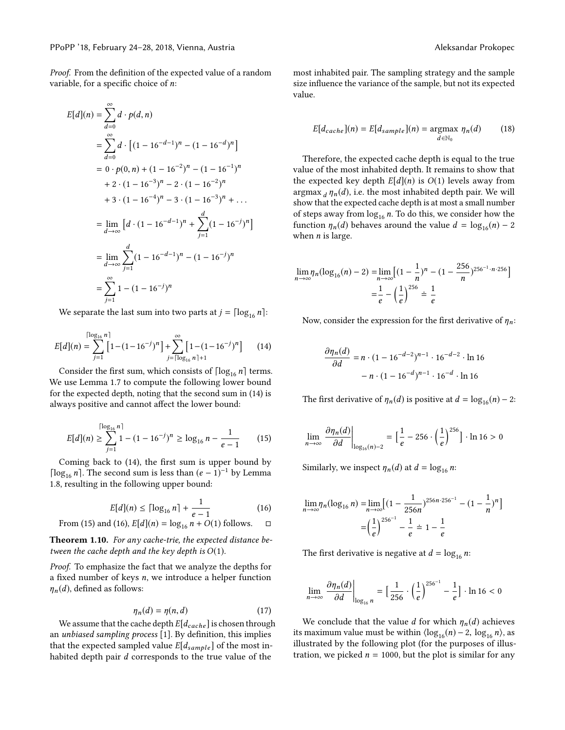*Proof.* From the definition of the expected value of a random variable, for a specific choice of $n$:

$$
\begin{aligned}
E[d](n) &= \sum_{d=0}^{\infty} d \cdot p(d,n) \\
&= \sum_{d=0}^{\infty} d \cdot \left[ (1 - 16^{-d-1})^n - (1 - 16^{-d})^n \right] \\
&= 0 \cdot p(0,n) + (1 - 16^{-2})^n - (1 - 16^{-1})^n \\
&\quad + 2 \cdot (1 - 16^{-3})^n - 2 \cdot (1 - 16^{-2})^n \\
&\quad + 3 \cdot (1 - 16^{-4})^n - 3 \cdot (1 - 16^{-3})^n + \ldots \\
&= \lim_{d \to \infty} \left[ d \cdot (1 - 16^{-d-1})^n + \sum_{j=1}^{d} (1 - 16^{-j})^n \right] \\
&= \lim_{d \to \infty} \sum_{j=1}^{d} (1 - 16^{-d-1})^n - (1 - 16^{-j})^n \\
&= \sum_{j=1}^{\infty} 1 - (1 - 16^{-j})^n
\end{aligned}
$$

We separate the last sum into two parts at $j = \lceil \log_{16} n \rceil$:

$$
E[d](n) = \sum_{j=1}^{\lceil \log_{16} n \rceil} \left[ 1 - (1 - 16^{-j})^n \right] + \sum_{j=\lceil \log_{16} n \rceil + 1}^{\infty} \left[ 1 - (1 - 16^{-j})^n \right] \tag{14}
$$

Consider the first sum, which consists of $\lceil \log_{16} n \rceil$ terms. We use Lemma 1.7 to compute the following lower bound for the expected depth, noting that the second sum in (14) is always positive and cannot affect the lower bound:

$$
E[d](n) \geq \sum_{j=1}^{\lceil \log_{16} n \rceil} 1 - (1 - 16^{-j})^n \geq \log_{16} n - \frac{1}{e - 1} \tag{15}
$$

Coming back to (14), the first sum is upper bound by $\lceil \log_{16} n \rceil$. The second sum is less than $(e-1)^{-1}$ by Lemma 1.8, resulting in the following upper bound:

$$
E[d](n) \leq \lceil \log_{16} n \rceil + \frac{1}{e - 1} \tag{16}
$$

From (15) and (16), $E[d](n) = \log_{16} n + O(1)$ follows. □

**Theorem 1.10.** *For any cache-trie, the expected distance between the cache depth and the key depth is $O(1)$.*

*Proof.* To emphasize the fact that we analyze the depths for a fixed number of keys $n$, we introduce a helper function $\eta_n(d)$, defined as follows:

$$
\eta_n(d) = \eta(n, d) \tag{17}
$$

We assume that the cache depth $E[d_{cache}]$ is chosen through an *unbiased sampling process* [1]. By definition, this implies that the expected sampled value $E[d_{sample}]$ of the most inhabited depth pair $d$ corresponds to the true value of the most inhabited pair. The sampling strategy and the sample size influence the variance of the sample, but not its expected value.

$$
E[d_{cache}](n) = E[d_{sample}](n) = \underset{d \in \mathbb{N}_0}{\operatorname{argmax}} \ \eta_n(d) \tag{18}
$$

Therefore, the expected cache depth is equal to the true value of the most inhabited depth. It remains to show that the expected key depth $E[d](n)$ is $O(1)$ levels away from $\operatorname{argmax}_d \eta_n(d)$, i.e. the most inhabited depth pair. We will show that the expected cache depth is at most a small number of steps away from $\log_{16} n$. To do this, we consider how the function $\eta_n(d)$ behaves around the value $d = \log_{16}(n) - 2$ when $n$ is large.

$$
\begin{aligned}
\lim_{n \to \infty} \eta_n(\log_{16}(n) - 2) &= \lim_{n \to \infty} \left[ (1 - \frac{1}{n})^n - (1 - \frac{256}{n})^{256^{-1} \cdot n \cdot 256} \right] \\
&= \frac{1}{e} - \left( \frac{1}{e} \right)^{256} \doteq \frac{1}{e}
\end{aligned}
$$

Now, consider the expression for the first derivative of $\eta_n$:

$$
\begin{aligned}
\frac{\partial \eta_n(d)}{\partial d} &= n \cdot (1 - 16^{-d-2})^{n-1} \cdot 16^{-d-2} \cdot \ln 16 \\
&\quad - n \cdot (1 - 16^{-d})^{n-1} \cdot 16^{-d} \cdot \ln 16
\end{aligned}
$$

The first derivative of $\eta_n(d)$ is positive at $d = \log_{16}(n) - 2$:

$$
\lim_{n \to \infty} \left. \frac{\partial \eta_n(d)}{\partial d} \right|_{\log_{16}(n) - 2} = \left[ \frac{1}{e} - 256 \cdot \left( \frac{1}{e} \right)^{256} \right] \cdot \ln 16 > 0
$$

Similarly, we inspect $\eta_n(d)$ at $d = \log_{16} n$:

$$
\begin{aligned}
\lim_{n \to \infty} \eta_n(\log_{16} n) &= \lim_{n \to \infty} \left[ (1 - \frac{1}{256n})^{256n \cdot 256^{-1}} - (1 - \frac{1}{n})^n \right] \\
&= \left( \frac{1}{e} \right)^{256^{-1}} - \frac{1}{e} \doteq 1 - \frac{1}{e}
\end{aligned}
$$

The first derivative is negative at $d = \log_{16} n$:

$$
\lim_{n \to \infty} \left. \frac{\partial \eta_n(d)}{\partial d} \right|_{\log_{16} n} = \left[ \frac{1}{256} \cdot \left( \frac{1}{e} \right)^{256^{-1}} - \frac{1}{e} \right] \cdot \ln 16 < 0
$$

We conclude that the value $d$ for which $\eta_n(d)$ achieves its maximum value must be within $\langle \log_{16}(n) - 2, \log_{16} n \rangle$, as illustrated by the following plot (for the purposes of illustration, we picked $n = 1000$, but the plot is similar for any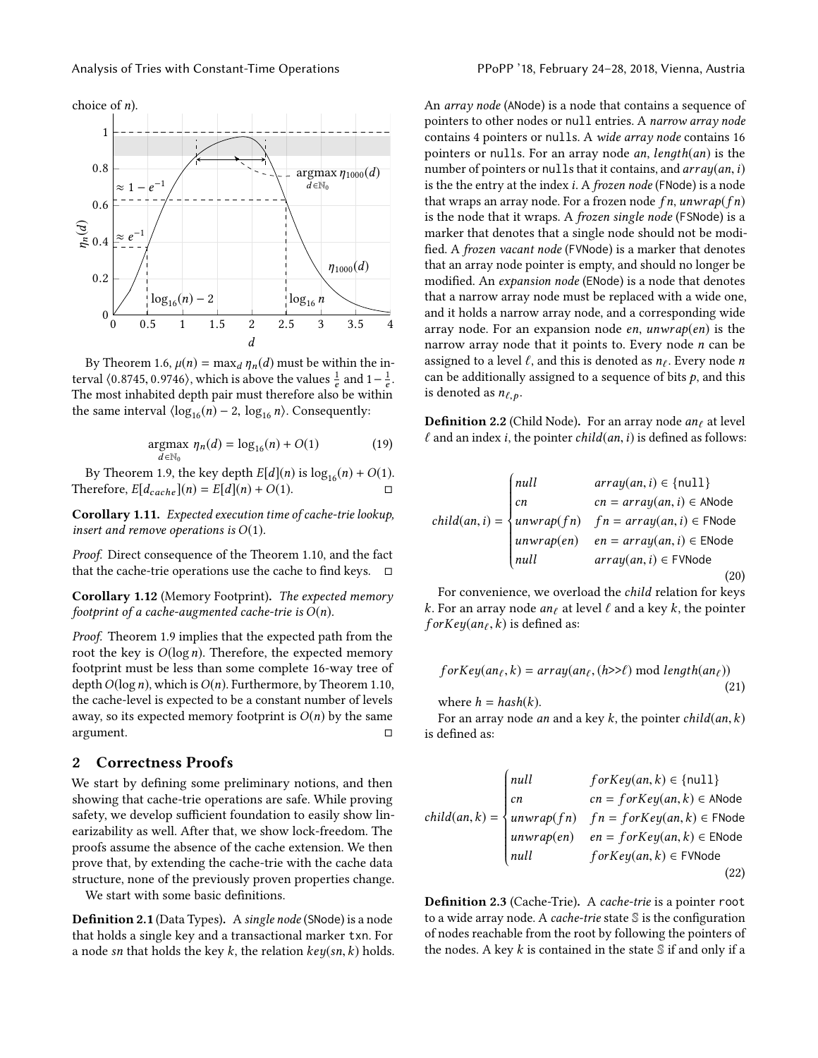choice of $n$).

By Theorem 1.6, $\mu(n) = \max_d \eta_n(d)$ must be within the interval $\langle 0.8745, 0.9746 \rangle$, which is above the values $\frac{1}{e}$ and $1 - \frac{1}{e}$. The most inhabited depth pair must therefore also be within the same interval $\langle \log_{16}(n) - 2, \log_{16} n \rangle$. Consequently:

$$\underset{d \in \mathbb{N}_0}{\operatorname{argmax}} \; \eta_n(d) = \log_{16}(n) + O(1) \tag{19}$$

By Theorem 1.9, the key depth $E[d](n)$ is $\log_{16}(n) + O(1)$. Therefore, $E[d_{cache}](n) = E[d](n) + O(1)$. □

**Corollary 1.11.** *Expected execution time of cache-trie lookup, insert and remove operations is $O(1)$.*

*Proof.* Direct consequence of the Theorem 1.10, and the fact that the cache-trie operations use the cache to find keys. □

**Corollary 1.12** (Memory Footprint)**.** *The expected memory footprint of a cache-augmented cache-trie is $O(n)$.*

*Proof.* Theorem 1.9 implies that the expected path from the root the key is $O(\log n)$. Therefore, the expected memory footprint must be less than some complete 16-way tree of depth $O(\log n)$, which is $O(n)$. Furthermore, by Theorem 1.10, the cache-level is expected to be a constant number of levels away, so its expected memory footprint is $O(n)$ by the same argument. □

## 2 Correctness Proofs

We start by defining some preliminary notions, and then showing that cache-trie operations are safe. While proving safety, we develop sufficient foundation to easily show linearizability as well. After that, we show lock-freedom. The proofs assume the absence of the cache extension. We then prove that, by extending the cache-trie with the cache data structure, none of the previously proven properties change.

We start with some basic definitions.

**Definition 2.1** (Data Types)**.** A *single node* (SNode) is a node that holds a single key and a transactional marker txn. For a node $sn$ that holds the key $k$, the relation $key(sn, k)$ holds. An *array node* (ANode) is a node that contains a sequence of pointers to other nodes or null entries. A *narrow array node* contains 4 pointers or nulls. A *wide array node* contains 16 pointers or nulls. For an array node $an$, $length(an)$ is the number of pointers or nulls that it contains, and $array(an, i)$ is the the entry at the index $i$. A *frozen node* (FNode) is a node that wraps an array node. For a frozen node $fn$, $unwrap(fn)$ is the node that it wraps. A *frozen single node* (FSNode) is a marker that denotes that a single node should not be modified. A *frozen vacant node* (FVNode) is a marker that denotes that an array node pointer is empty, and should no longer be modified. An *expansion node* (ENode) is a node that denotes that a narrow array node must be replaced with a wide one, and it holds a narrow array node, and a corresponding wide array node. For an expansion node $en$, $unwrap(en)$ is the narrow array node that it points to. Every node $n$ can be assigned to a level $\ell$, and this is denoted as $n_\ell$. Every node $n$ can be additionally assigned to a sequence of bits $p$, and this is denoted as $n_{\ell,p}$.

**Definition 2.2** (Child Node)**.** For an array node $an_\ell$ at level $\ell$ and an index $i$, the pointer $child(an, i)$ is defined as follows:

$$child(an, i) = \begin{cases} null & array(an, i) \in \{\texttt{null}\} \\ cn & cn = array(an, i) \in \texttt{ANode} \\ unwrap(fn) & fn = array(an, i) \in \texttt{FNode} \\ unwrap(en) & en = array(an, i) \in \texttt{ENode} \\ null & array(an, i) \in \texttt{FVNode} \end{cases} \tag{20}$$

For convenience, we overload the *child* relation for keys $k$. For an array node $an_\ell$ at level $\ell$ and a key $k$, the pointer $forKey(an_\ell, k)$ is defined as:

$$forKey(an_\ell, k) = array(an_\ell, (h{>>}\ell) \bmod length(an_\ell)) \tag{21}$$

where $h = hash(k)$.

For an array node $an$ and a key $k$, the pointer $child(an, k)$ is defined as:

$$child(an, k) = \begin{cases} null & forKey(an, k) \in \{\texttt{null}\} \\ cn & cn = forKey(an, k) \in \texttt{ANode} \\ unwrap(fn) & fn = forKey(an, k) \in \texttt{FNode} \\ unwrap(en) & en = forKey(an, k) \in \texttt{ENode} \\ null & forKey(an, k) \in \texttt{FVNode} \end{cases} \tag{22}$$

**Definition 2.3** (Cache-Trie)**.** A *cache-trie* is a pointer root to a wide array node. A *cache-trie* state $\mathbb{S}$ is the configuration of nodes reachable from the root by following the pointers of the nodes. A key $k$ is contained in the state $\mathbb{S}$ if and only if a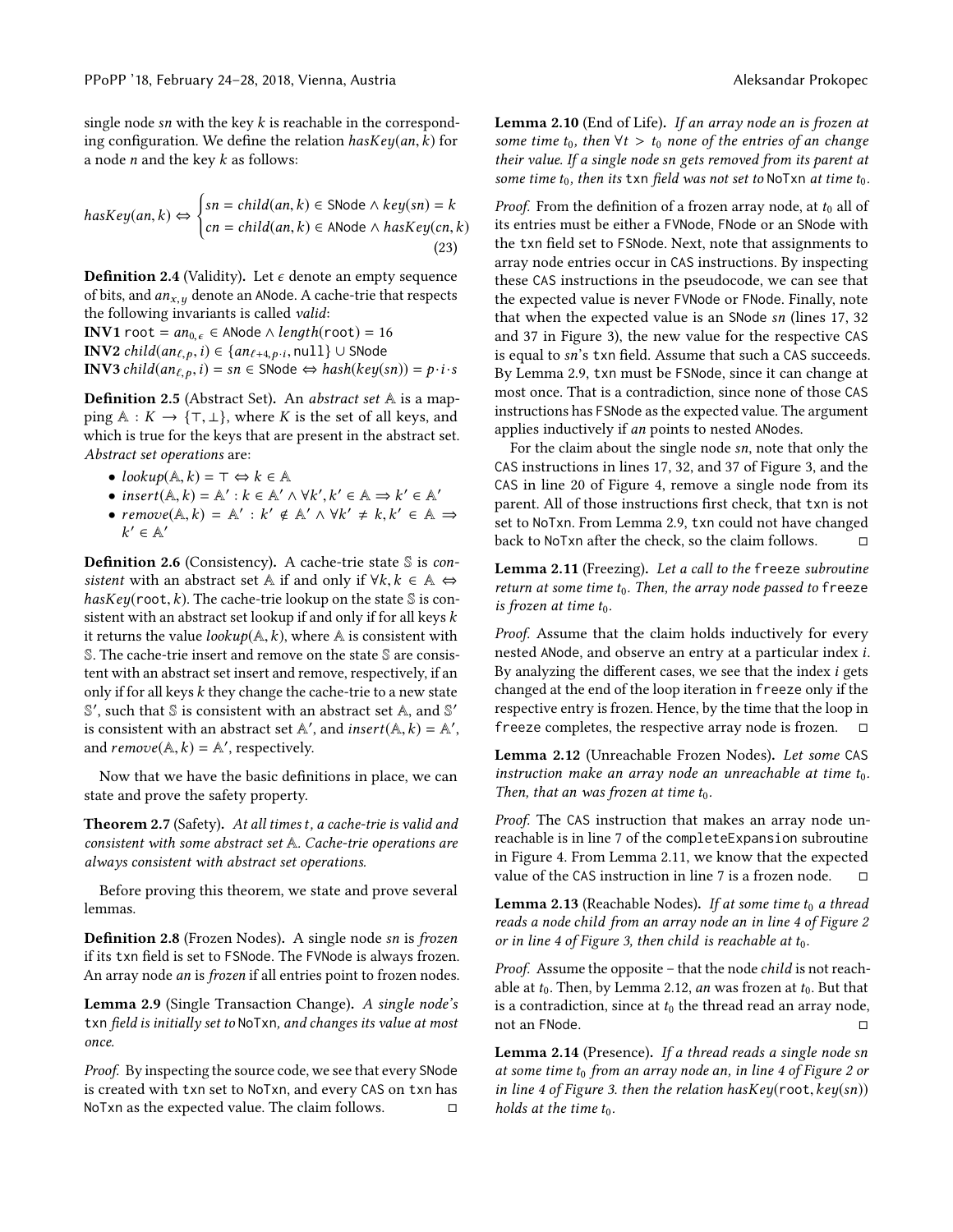single node $sn$ with the key $k$ is reachable in the corresponding configuration. We define the relation $hasKey(an, k)$ for a node $n$ and the key $k$ as follows:

$$hasKey(an, k) \Leftrightarrow \begin{cases} sn = child(an, k) \in \texttt{SNode} \wedge key(sn) = k \\ cn = child(an, k) \in \texttt{ANode} \wedge hasKey(cn, k) \end{cases} \tag{23}$$

**Definition 2.4** (Validity). Let $\epsilon$ denote an empty sequence of bits, and $an_{x,y}$ denote an ANode. A cache-trie that respects the following invariants is called *valid*:

**INV1** $\texttt{root} = an_{0,\epsilon} \in \texttt{ANode} \wedge length(\texttt{root}) = 16$
**INV2** $child(an_{\ell,p}, i) \in \{an_{\ell+4,p\cdot i}, \texttt{null}\} \cup \texttt{SNode}$
**INV3** $child(an_{\ell,p}, i) = sn \in \texttt{SNode} \Leftrightarrow hash(key(sn)) = p \cdot i \cdot s$

**Definition 2.5** (Abstract Set). An *abstract set* $\mathbb{A}$ is a mapping $\mathbb{A} : K \rightarrow \{\top, \bot\}$, where $K$ is the set of all keys, and which is true for the keys that are present in the abstract set. *Abstract set operations* are:

- $lookup(\mathbb{A}, k) = \top \Leftrightarrow k \in \mathbb{A}$
- $insert(\mathbb{A}, k) = \mathbb{A}' : k \in \mathbb{A}' \wedge \forall k', k' \in \mathbb{A} \Rightarrow k' \in \mathbb{A}'$
- $remove(\mathbb{A}, k) = \mathbb{A}' : k' \notin \mathbb{A}' \wedge \forall k' \neq k, k' \in \mathbb{A} \Rightarrow k' \in \mathbb{A}'$

**Definition 2.6** (Consistency). A cache-trie state $\mathbb{S}$ is *consistent* with an abstract set $\mathbb{A}$ if and only if $\forall k, k \in \mathbb{A} \Leftrightarrow hasKey(\texttt{root}, k)$. The cache-trie lookup on the state $\mathbb{S}$ is consistent with an abstract set lookup if and only if for all keys $k$ it returns the value $lookup(\mathbb{A}, k)$, where $\mathbb{A}$ is consistent with $\mathbb{S}$. The cache-trie insert and remove on the state $\mathbb{S}$ are consistent with an abstract set insert and remove, respectively, if an only if for all keys $k$ they change the cache-trie to a new state $\mathbb{S}'$, such that $\mathbb{S}$ is consistent with an abstract set $\mathbb{A}$, and $\mathbb{S}'$ is consistent with an abstract set $\mathbb{A}'$, and $insert(\mathbb{A}, k) = \mathbb{A}'$, and $remove(\mathbb{A}, k) = \mathbb{A}'$, respectively.

Now that we have the basic definitions in place, we can state and prove the safety property.

**Theorem 2.7** (Safety). *At all times $t$, a cache-trie is valid and consistent with some abstract set $\mathbb{A}$. Cache-trie operations are always consistent with abstract set operations.*

Before proving this theorem, we state and prove several lemmas.

**Definition 2.8** (Frozen Nodes). A single node $sn$ is *frozen* if its `txn` field is set to `FSNode`. The `FVNode` is always frozen. An array node $an$ is *frozen* if all entries point to frozen nodes.

**Lemma 2.9** (Single Transaction Change). *A single node's* `txn` *field is initially set to* `NoTxn`*, and changes its value at most once.*

*Proof.* By inspecting the source code, we see that every `SNode` is created with `txn` set to `NoTxn`, and every `CAS` on `txn` has `NoTxn` as the expected value. The claim follows. □

**Lemma 2.10** (End of Life). *If an array node $an$ is frozen at some time $t_0$, then $\forall t > t_0$ none of the entries of $an$ change their value. If a single node $sn$ gets removed from its parent at some time $t_0$, then its* `txn` *field was not set to* `NoTxn` *at time $t_0$.*

*Proof.* From the definition of a frozen array node, at $t_0$ all of its entries must be either a `FVNode`, `FNode` or an `SNode` with the `txn` field set to `FSNode`. Next, note that assignments to array node entries occur in `CAS` instructions. By inspecting these `CAS` instructions in the pseudocode, we can see that the expected value is never `FVNode` or `FNode`. Finally, note that when the expected value is an `SNode` $sn$ (lines 17, 32 and 37 in Figure 3), the new value for the respective `CAS` is equal to $sn$'s `txn` field. Assume that such a `CAS` succeeds. By Lemma 2.9, `txn` must be `FSNode`, since it can change at most once. That is a contradiction, since none of those `CAS` instructions has `FSNode` as the expected value. The argument applies inductively if $an$ points to nested `ANode`s.

For the claim about the single node $sn$, note that only the `CAS` instructions in lines 17, 32, and 37 of Figure 3, and the `CAS` in line 20 of Figure 4, remove a single node from its parent. All of those instructions first check, that `txn` is not set to `NoTxn`. From Lemma 2.9, `txn` could not have changed back to `NoTxn` after the check, so the claim follows. □

**Lemma 2.11** (Freezing). *Let a call to the* `freeze` *subroutine return at some time $t_0$. Then, the array node passed to* `freeze` *is frozen at time $t_0$.*

*Proof.* Assume that the claim holds inductively for every nested `ANode`, and observe an entry at a particular index $i$. By analyzing the different cases, we see that the index $i$ gets changed at the end of the loop iteration in `freeze` only if the respective entry is frozen. Hence, by the time that the loop in `freeze` completes, the respective array node is frozen. □

**Lemma 2.12** (Unreachable Frozen Nodes). *Let some* `CAS` *instruction make an array node an unreachable at time $t_0$. Then, that $an$ was frozen at time $t_0$.*

*Proof.* The `CAS` instruction that makes an array node unreachable is in line 7 of the `completeExpansion` subroutine in Figure 4. From Lemma 2.11, we know that the expected value of the `CAS` instruction in line 7 is a frozen node. □

**Lemma 2.13** (Reachable Nodes). *If at some time $t_0$ a thread reads a node child from an array node $an$ in line 4 of Figure 2 or in line 4 of Figure 3, then child is reachable at $t_0$.*

*Proof.* Assume the opposite – that the node *child* is not reachable at $t_0$. Then, by Lemma 2.12, $an$ was frozen at $t_0$. But that is a contradiction, since at $t_0$ the thread read an array node, not an `FNode`. □

**Lemma 2.14** (Presence). *If a thread reads a single node $sn$ at some time $t_0$ from an array node $an$, in line 4 of Figure 2 or in line 4 of Figure 3. then the relation $hasKey(\texttt{root}, key(sn))$ holds at the time $t_0$.*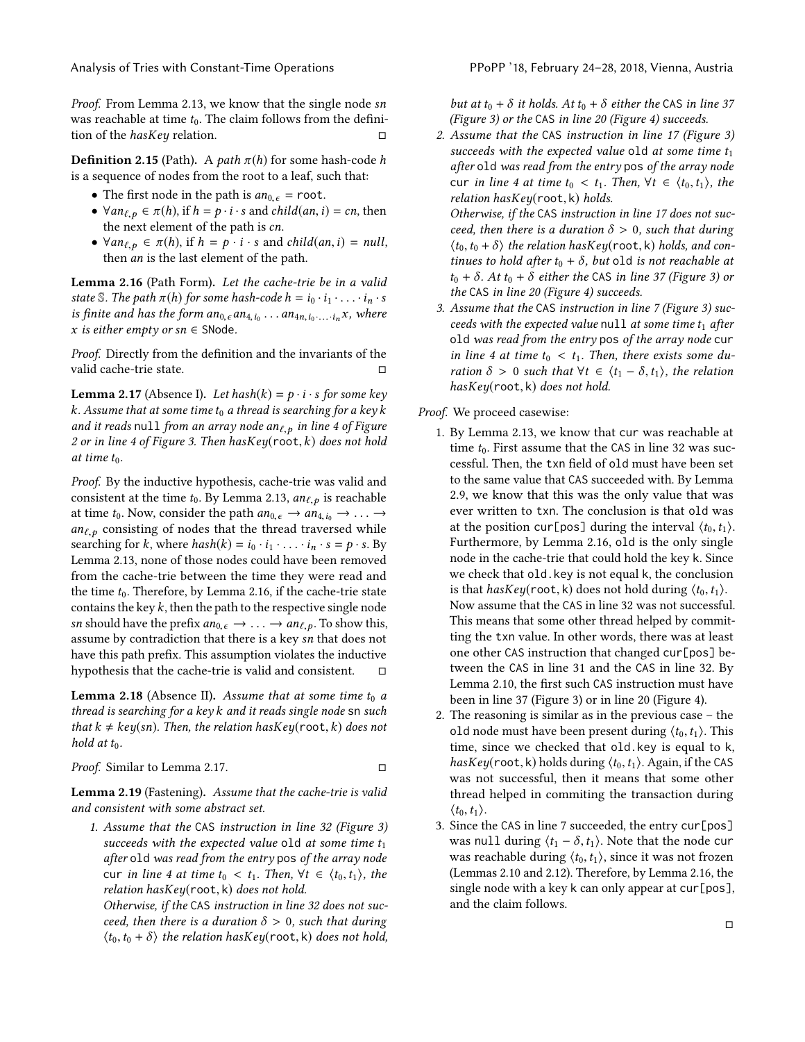*Proof.* From Lemma 2.13, we know that the single node $sn$ was reachable at time $t_0$. The claim follows from the definition of the *hasKey* relation. □

**Definition 2.15** (Path). A *path* $\pi(h)$ for some hash-code $h$ is a sequence of nodes from the root to a leaf, such that:

- The first node in the path is $an_{0,\epsilon}$ = root.
- $\forall an_{\ell,p} \in \pi(h)$, if $h = p \cdot i \cdot s$ and $child(an, i) = cn$, then the next element of the path is $cn$.
- $\forall an_{\ell,p} \in \pi(h)$, if $h = p \cdot i \cdot s$ and $child(an, i) = null$, then $an$ is the last element of the path.

**Lemma 2.16** (Path Form). *Let the cache-trie be in a valid state $\mathbb{S}$. The path $\pi(h)$ for some hash-code $h = i_0 \cdot i_1 \cdot \ldots \cdot i_n \cdot s$ is finite and has the form $an_{0,\epsilon} an_{4,i_0} \ldots an_{4n,i_0 \cdot \ldots \cdot i_n} x$, where $x$ is either empty or $sn \in$ SNode.*

*Proof.* Directly from the definition and the invariants of the valid cache-trie state. □

**Lemma 2.17** (Absence I). *Let $hash(k) = p \cdot i \cdot s$ for some key $k$. Assume that at some time $t_0$ a thread is searching for a key $k$ and it reads* null *from an array node $an_{\ell,p}$ in line 4 of Figure 2 or in line 4 of Figure 3. Then hasKey*(root*, k*) *does not hold at time $t_0$.*

*Proof.* By the inductive hypothesis, cache-trie was valid and consistent at the time $t_0$. By Lemma 2.13, $an_{\ell,p}$ is reachable at time $t_0$. Now, consider the path $an_{0,\epsilon} \rightarrow an_{4,i_0} \rightarrow \ldots \rightarrow an_{\ell,p}$ consisting of nodes that the thread traversed while searching for $k$, where $hash(k) = i_0 \cdot i_1 \cdot \ldots \cdot i_n \cdot s = p \cdot s$. By Lemma 2.13, none of those nodes could have been removed from the cache-trie between the time they were read and the time $t_0$. Therefore, by Lemma 2.16, if the cache-trie state contains the key $k$, then the path to the respective single node $sn$ should have the prefix $an_{0,\epsilon} \rightarrow \ldots \rightarrow an_{\ell,p}$. To show this, assume by contradiction that there is a key $sn$ that does not have this path prefix. This assumption violates the inductive hypothesis that the cache-trie is valid and consistent. □

**Lemma 2.18** (Absence II). *Assume that at some time $t_0$ a thread is searching for a key $k$ and it reads single node* sn *such that $k \neq key(sn)$. Then, the relation hasKey*(root*, $k$*) *does not hold at $t_0$.*

*Proof.* Similar to Lemma 2.17. □

**Lemma 2.19** (Fastening). *Assume that the cache-trie is valid and consistent with some abstract set.*

1. *Assume that the* CAS *instruction in line 32 (Figure 3) succeeds with the expected value* old *at some time $t_1$ after* old *was read from the entry* pos *of the array node* cur *in line 4 at time $t_0 < t_1$. Then, $\forall t \in \langle t_0, t_1 \rangle$, the relation hasKey*(root, k) *does not hold.*
   *Otherwise, if the* CAS *instruction in line 32 does not succeed, then there is a duration $\delta > 0$, such that during $\langle t_0, t_0 + \delta \rangle$ the relation hasKey*(root, k) *does not hold, but at $t_0 + \delta$ it holds. At $t_0 + \delta$ either the* CAS *in line 37 (Figure 3) or the* CAS *in line 20 (Figure 4) succeeds.*
2. *Assume that the* CAS *instruction in line 17 (Figure 3) succeeds with the expected value* old *at some time $t_1$ after* old *was read from the entry* pos *of the array node* cur *in line 4 at time $t_0 < t_1$. Then, $\forall t \in \langle t_0, t_1 \rangle$, the relation hasKey*(root, k) *holds.*
   *Otherwise, if the* CAS *instruction in line 17 does not succeed, then there is a duration $\delta > 0$, such that during $\langle t_0, t_0 + \delta \rangle$ the relation hasKey*(root, k) *holds, and continues to hold after $t_0 + \delta$, but* old *is not reachable at $t_0 + \delta$. At $t_0 + \delta$ either the* CAS *in line 37 (Figure 3) or the* CAS *in line 20 (Figure 4) succeeds.*
3. *Assume that the* CAS *instruction in line 7 (Figure 3) succeeds with the expected value* null *at some time $t_1$ after* old *was read from the entry* pos *of the array node* cur *in line 4 at time $t_0 < t_1$. Then, there exists some duration $\delta > 0$ such that $\forall t \in \langle t_1 - \delta, t_1 \rangle$, the relation hasKey*(root, k) *does not hold.*

*Proof.* We proceed casewise:

1. By Lemma 2.13, we know that cur was reachable at time $t_0$. First assume that the CAS in line 32 was successful. Then, the txn field of old must have been set to the same value that CAS succeeded with. By Lemma 2.9, we know that this was the only value that was ever written to txn. The conclusion is that old was at the position cur[pos] during the interval $\langle t_0, t_1 \rangle$. Furthermore, by Lemma 2.16, old is the only single node in the cache-trie that could hold the key k. Since we check that old.key is not equal k, the conclusion is that *hasKey*(root, k) does not hold during $\langle t_0, t_1 \rangle$.
   Now assume that the CAS in line 32 was not successful. This means that some other thread helped by committing the txn value. In other words, there was at least one other CAS instruction that changed cur[pos] between the CAS in line 31 and the CAS in line 32. By Lemma 2.10, the first such CAS instruction must have been in line 37 (Figure 3) or in line 20 (Figure 4).
2. The reasoning is similar as in the previous case – the old node must have been present during $\langle t_0, t_1 \rangle$. This time, since we checked that old.key is equal to k, *hasKey*(root, k) holds during $\langle t_0, t_1 \rangle$. Again, if the CAS was not successful, then it means that some other thread helped in commiting the transaction during $\langle t_0, t_1 \rangle$.
3. Since the CAS in line 7 succeeded, the entry cur[pos] was null during $\langle t_1 - \delta, t_1 \rangle$. Note that the node cur was reachable during $\langle t_0, t_1 \rangle$, since it was not frozen (Lemmas 2.10 and 2.12). Therefore, by Lemma 2.16, the single node with a key k can only appear at cur[pos], and the claim follows.

□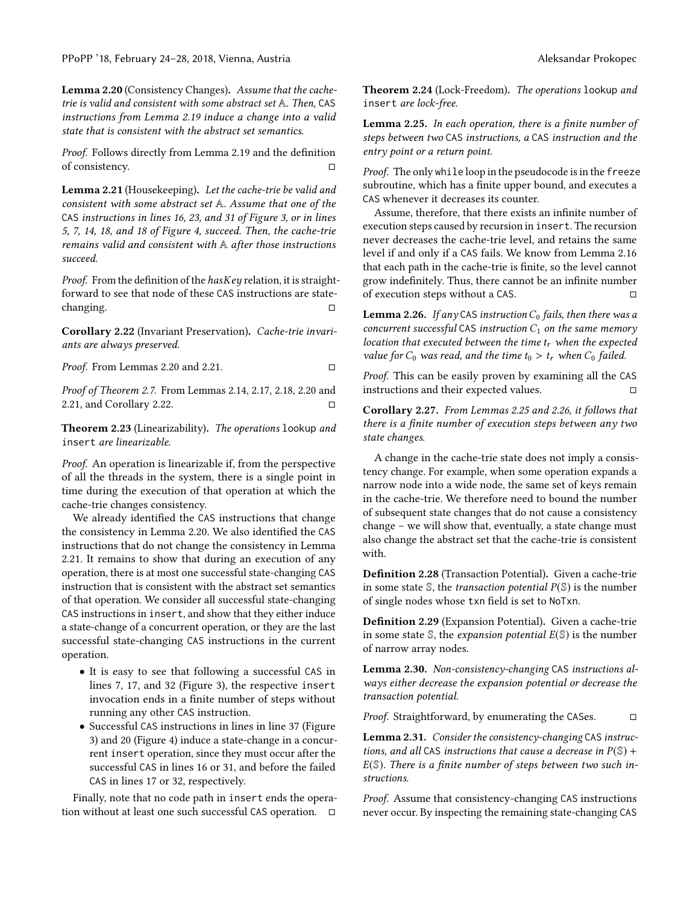**Lemma 2.20** (Consistency Changes). *Assume that the cache-trie is valid and consistent with some abstract set $\mathbb{A}$. Then,* CAS *instructions from Lemma 2.19 induce a change into a valid state that is consistent with the abstract set semantics.*

*Proof.* Follows directly from Lemma 2.19 and the definition of consistency. □

**Lemma 2.21** (Housekeeping). *Let the cache-trie be valid and consistent with some abstract set $\mathbb{A}$. Assume that one of the* CAS *instructions in lines 16, 23, and 31 of Figure 3, or in lines 5, 7, 14, 18, and 18 of Figure 4, succeed. Then, the cache-trie remains valid and consistent with $\mathbb{A}$ after those instructions succeed.*

*Proof.* From the definition of the *hasKey* relation, it is straightforward to see that node of these CAS instructions are state-changing. □

**Corollary 2.22** (Invariant Preservation). *Cache-trie invariants are always preserved.*

*Proof.* From Lemmas 2.20 and 2.21. □

*Proof of Theorem 2.7.* From Lemmas 2.14, 2.17, 2.18, 2.20 and 2.21, and Corollary 2.22. □

**Theorem 2.23** (Linearizability). *The operations* lookup *and* insert *are linearizable.*

*Proof.* An operation is linearizable if, from the perspective of all the threads in the system, there is a single point in time during the execution of that operation at which the cache-trie changes consistency.

We already identified the CAS instructions that change the consistency in Lemma 2.20. We also identified the CAS instructions that do not change the consistency in Lemma 2.21. It remains to show that during an execution of any operation, there is at most one successful state-changing CAS instruction that is consistent with the abstract set semantics of that operation. We consider all successful state-changing CAS instructions in insert, and show that they either induce a state-change of a concurrent operation, or they are the last successful state-changing CAS instructions in the current operation.

- It is easy to see that following a successful CAS in lines 7, 17, and 32 (Figure 3), the respective insert invocation ends in a finite number of steps without running any other CAS instruction.
- Successful CAS instructions in lines in line 37 (Figure 3) and 20 (Figure 4) induce a state-change in a concurrent insert operation, since they must occur after the successful CAS in lines 16 or 31, and before the failed CAS in lines 17 or 32, respectively.

Finally, note that no code path in insert ends the operation without at least one such successful CAS operation. □

**Theorem 2.24** (Lock-Freedom). *The operations* lookup *and* insert *are lock-free.*

**Lemma 2.25.** *In each operation, there is a finite number of steps between two* CAS *instructions, a* CAS *instruction and the entry point or a return point.*

*Proof.* The only while loop in the pseudocode is in the freeze subroutine, which has a finite upper bound, and executes a CAS whenever it decreases its counter.

Assume, therefore, that there exists an infinite number of execution steps caused by recursion in insert. The recursion never decreases the cache-trie level, and retains the same level if and only if a CAS fails. We know from Lemma 2.16 that each path in the cache-trie is finite, so the level cannot grow indefinitely. Thus, there cannot be an infinite number of execution steps without a CAS. □

**Lemma 2.26.** *If any* CAS *instruction $C_0$ fails, then there was a concurrent successful* CAS *instruction $C_1$ on the same memory location that executed between the time $t_r$ when the expected value for $C_0$ was read, and the time $t_0 > t_r$ when $C_0$ failed.*

*Proof.* This can be easily proven by examining all the CAS instructions and their expected values. □

**Corollary 2.27.** *From Lemmas 2.25 and 2.26, it follows that there is a finite number of execution steps between any two state changes.*

A change in the cache-trie state does not imply a consistency change. For example, when some operation expands a narrow node into a wide node, the same set of keys remain in the cache-trie. We therefore need to bound the number of subsequent state changes that do not cause a consistency change – we will show that, eventually, a state change must also change the abstract set that the cache-trie is consistent with.

**Definition 2.28** (Transaction Potential). Given a cache-trie in some state $\mathbb{S}$, the *transaction potential* $P(\mathbb{S})$ is the number of single nodes whose txn field is set to NoTxn.

**Definition 2.29** (Expansion Potential). Given a cache-trie in some state $\mathbb{S}$, the *expansion potential* $E(\mathbb{S})$ is the number of narrow array nodes.

**Lemma 2.30.** *Non-consistency-changing* CAS *instructions always either decrease the expansion potential or decrease the transaction potential.*

*Proof.* Straightforward, by enumerating the CASes. □

**Lemma 2.31.** *Consider the consistency-changing* CAS *instructions, and all* CAS *instructions that cause a decrease in $P(\mathbb{S}) + E(\mathbb{S})$. There is a finite number of steps between two such instructions.*

*Proof.* Assume that consistency-changing CAS instructions never occur. By inspecting the remaining state-changing CAS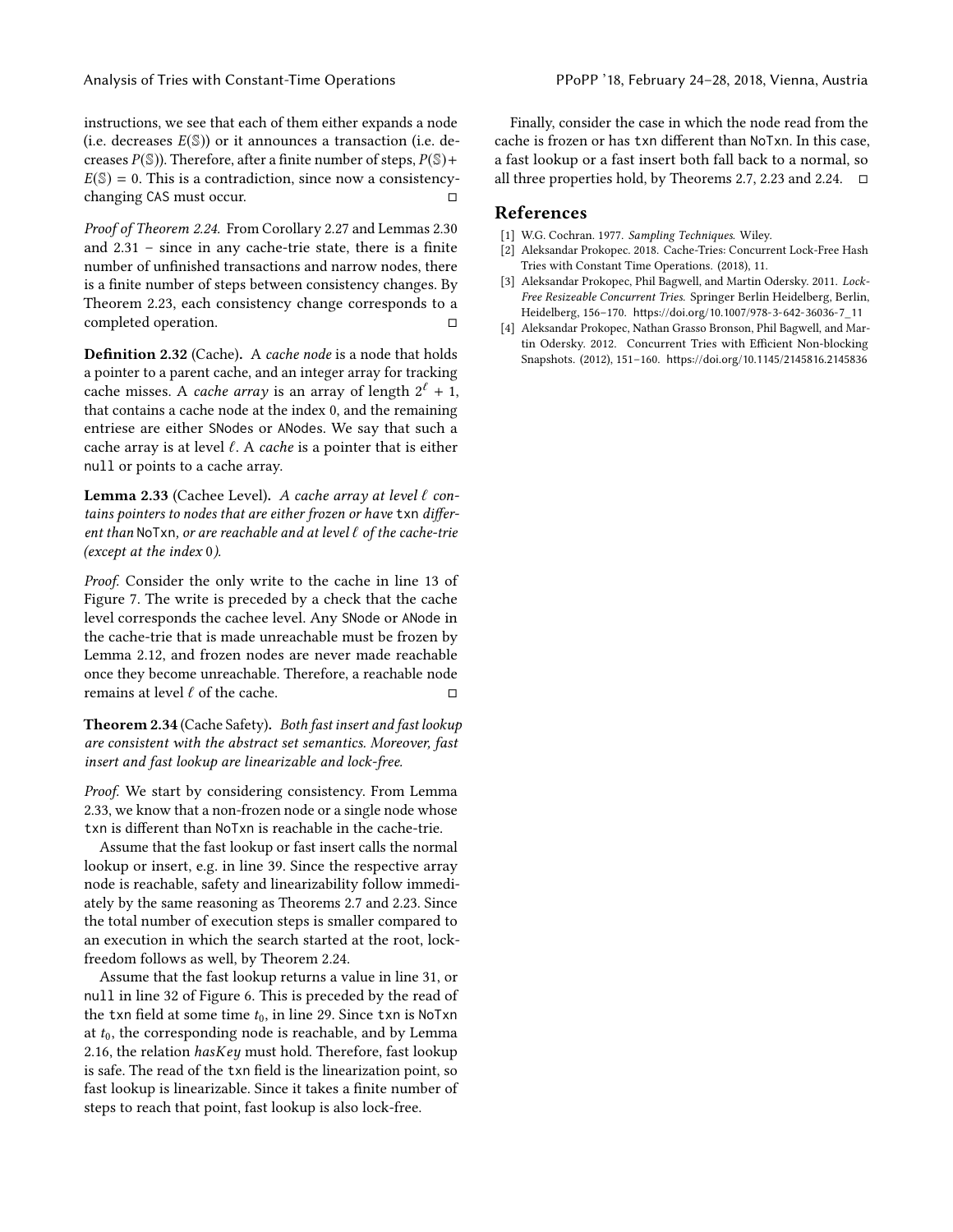instructions, we see that each of them either expands a node (i.e. decreases $E(\mathbb{S})$) or it announces a transaction (i.e. decreases $P(\mathbb{S})$). Therefore, after a finite number of steps, $P(\mathbb{S}) + E(\mathbb{S}) = 0$. This is a contradiction, since now a consistency-changing CAS must occur. □

*Proof of Theorem 2.24.* From Corollary 2.27 and Lemmas 2.30 and 2.31 – since in any cache-trie state, there is a finite number of unfinished transactions and narrow nodes, there is a finite number of steps between consistency changes. By Theorem 2.23, each consistency change corresponds to a completed operation. □

**Definition 2.32** (Cache). A *cache node* is a node that holds a pointer to a parent cache, and an integer array for tracking cache misses. A *cache array* is an array of length $2^{\ell} + 1$, that contains a cache node at the index 0, and the remaining entriese are either SNodes or ANodes. We say that such a cache array is at level $\ell$. A *cache* is a pointer that is either null or points to a cache array.

**Lemma 2.33** (Cachee Level). *A cache array at level $\ell$ contains pointers to nodes that are either frozen or have* txn *different than* NoTxn*, or are reachable and at level $\ell$ of the cache-trie (except at the index* 0*).*

*Proof.* Consider the only write to the cache in line 13 of Figure 7. The write is preceded by a check that the cache level corresponds the cachee level. Any SNode or ANode in the cache-trie that is made unreachable must be frozen by Lemma 2.12, and frozen nodes are never made reachable once they become unreachable. Therefore, a reachable node remains at level $\ell$ of the cache. □

**Theorem 2.34** (Cache Safety). *Both fast insert and fast lookup are consistent with the abstract set semantics. Moreover, fast insert and fast lookup are linearizable and lock-free.*

*Proof.* We start by considering consistency. From Lemma 2.33, we know that a non-frozen node or a single node whose txn is different than NoTxn is reachable in the cache-trie.

Assume that the fast lookup or fast insert calls the normal lookup or insert, e.g. in line 39. Since the respective array node is reachable, safety and linearizability follow immediately by the same reasoning as Theorems 2.7 and 2.23. Since the total number of execution steps is smaller compared to an execution in which the search started at the root, lock-freedom follows as well, by Theorem 2.24.

Assume that the fast lookup returns a value in line 31, or null in line 32 of Figure 6. This is preceded by the read of the txn field at some time $t_0$, in line 29. Since txn is NoTxn at $t_0$, the corresponding node is reachable, and by Lemma 2.16, the relation *hasKey* must hold. Therefore, fast lookup is safe. The read of the txn field is the linearization point, so fast lookup is linearizable. Since it takes a finite number of steps to reach that point, fast lookup is also lock-free.

Finally, consider the case in which the node read from the cache is frozen or has txn different than NoTxn. In this case, a fast lookup or a fast insert both fall back to a normal, so all three properties hold, by Theorems 2.7, 2.23 and 2.24. □

## References

[1] W.G. Cochran. 1977. *Sampling Techniques.* Wiley.

[2] Aleksandar Prokopec. 2018. Cache-Tries: Concurrent Lock-Free Hash Tries with Constant Time Operations. (2018), 11.

[3] Aleksandar Prokopec, Phil Bagwell, and Martin Odersky. 2011. *Lock-Free Resizeable Concurrent Tries.* Springer Berlin Heidelberg, Berlin, Heidelberg, 156–170. https://doi.org/10.1007/978-3-642-36036-7_11

[4] Aleksandar Prokopec, Nathan Grasso Bronson, Phil Bagwell, and Martin Odersky. 2012. Concurrent Tries with Efficient Non-blocking Snapshots. (2012), 151–160. https://doi.org/10.1145/2145816.2145836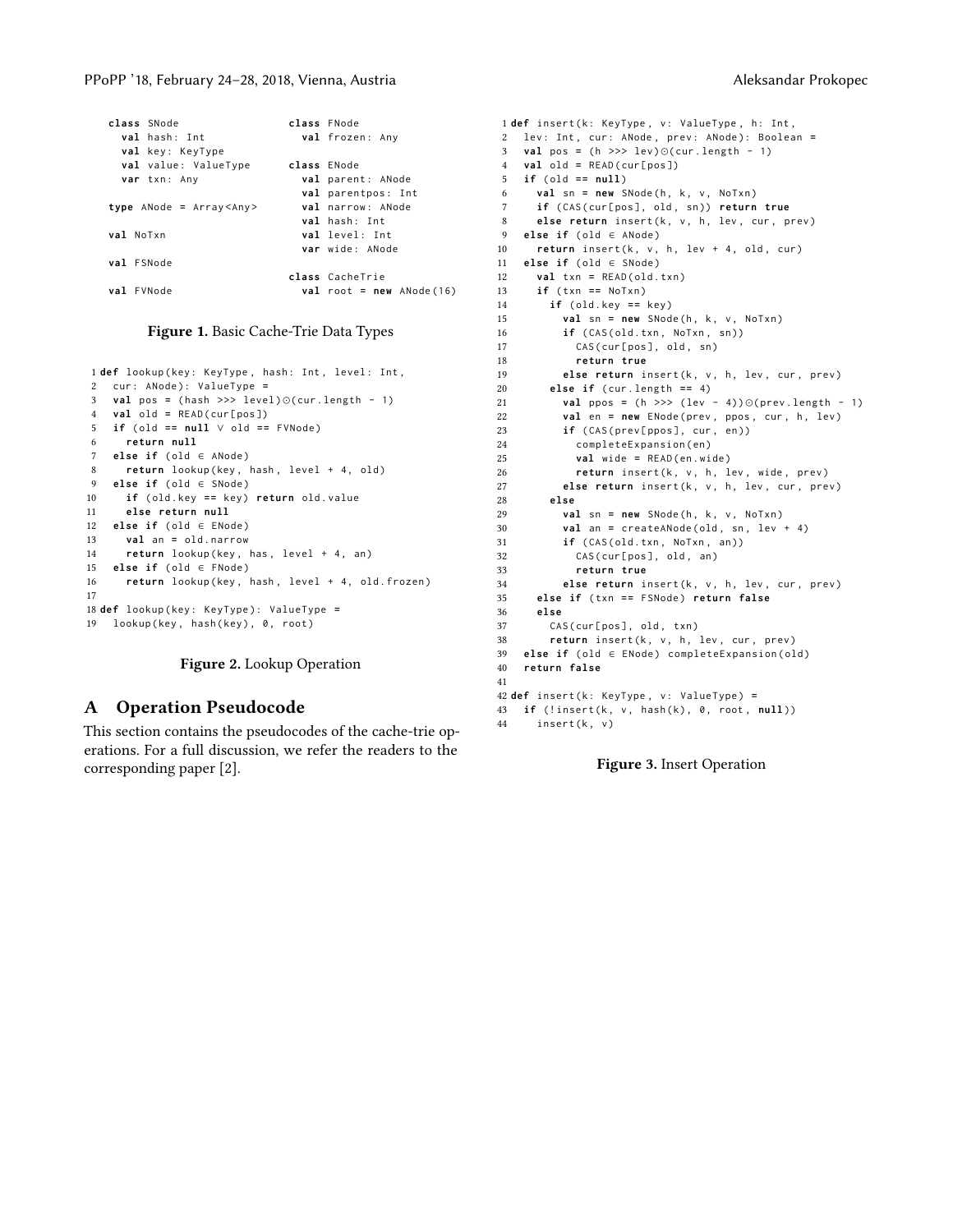```
class SNode
  val hash: Int
  val key: KeyType
  val value: ValueType
  var txn: Any

type ANode = Array<Any>

val NoTxn

val FSNode

val FVNode
```

```
class FNode
  val frozen: Any

class ENode
  val parent: ANode
  val parentpos: Int
  val narrow: ANode
  val hash: Int
  val level: Int
  var wide: ANode

class CacheTrie
  val root = new ANode(16)
```

**Figure 1.** Basic Cache-Trie Data Types

```
1 def lookup(key: KeyType, hash: Int, level: Int,
2   cur: ANode): ValueType =
3   val pos = (hash >>> level)⊙(cur.length - 1)
4   val old = READ(cur[pos])
5   if (old == null ∨ old == FVNode)
6     return null
7   else if (old ∈ ANode)
8     return lookup(key, hash, level + 4, old)
9   else if (old ∈ SNode)
10    if (old.key == key) return old.value
11    else return null
12  else if (old ∈ ENode)
13    val an = old.narrow
14    return lookup(key, has, level + 4, an)
15  else if (old ∈ FNode)
16    return lookup(key, hash, level + 4, old.frozen)
17
18 def lookup(key: KeyType): ValueType =
19   lookup(key, hash(key), 0, root)
```

**Figure 2.** Lookup Operation

## A Operation Pseudocode

This section contains the pseudocodes of the cache-trie operations. For a full discussion, we refer the readers to the corresponding paper [2].

```
1 def insert(k: KeyType, v: ValueType, h: Int,
2   lev: Int, cur: ANode, prev: ANode): Boolean =
3   val pos = (h >>> lev)⊙(cur.length - 1)
4   val old = READ(cur[pos])
5   if (old == null)
6     val sn = new SNode(h, k, v, NoTxn)
7     if (CAS(cur[pos], old, sn)) return true
8     else return insert(k, v, h, lev, cur, prev)
9   else if (old ∈ ANode)
10    return insert(k, v, h, lev + 4, old, cur)
11  else if (old ∈ SNode)
12    val txn = READ(old.txn)
13    if (txn == NoTxn)
14      if (old.key == key)
15        val sn = new SNode(h, k, v, NoTxn)
16        if (CAS(old.txn, NoTxn, sn))
17          CAS(cur[pos], old, sn)
18          return true
19        else return insert(k, v, h, lev, cur, prev)
20      else if (cur.length == 4)
21        val ppos = (h >>> (lev - 4))⊙(prev.length - 1)
22        val en = new ENode(prev, ppos, cur, h, lev)
23        if (CAS(prev[ppos], cur, en))
24          completeExpansion(en)
25          val wide = READ(en.wide)
26          return insert(k, v, h, lev, wide, prev)
27        else return insert(k, v, h, lev, cur, prev)
28      else
29        val sn = new SNode(h, k, v, NoTxn)
30        val an = createANode(old, sn, lev + 4)
31        if (CAS(old.txn, NoTxn, an))
32          CAS(cur[pos], old, an)
33          return true
34        else return insert(k, v, h, lev, cur, prev)
35    else if (txn == FSNode) return false
36    else
37      CAS(cur[pos], old, txn)
38      return insert(k, v, h, lev, cur, prev)
39  else if (old ∈ ENode) completeExpansion(old)
40  return false
41
42 def insert(k: KeyType, v: ValueType) =
43   if (!insert(k, v, hash(k), 0, root, null))
44     insert(k, v)
```

**Figure 3.** Insert Operation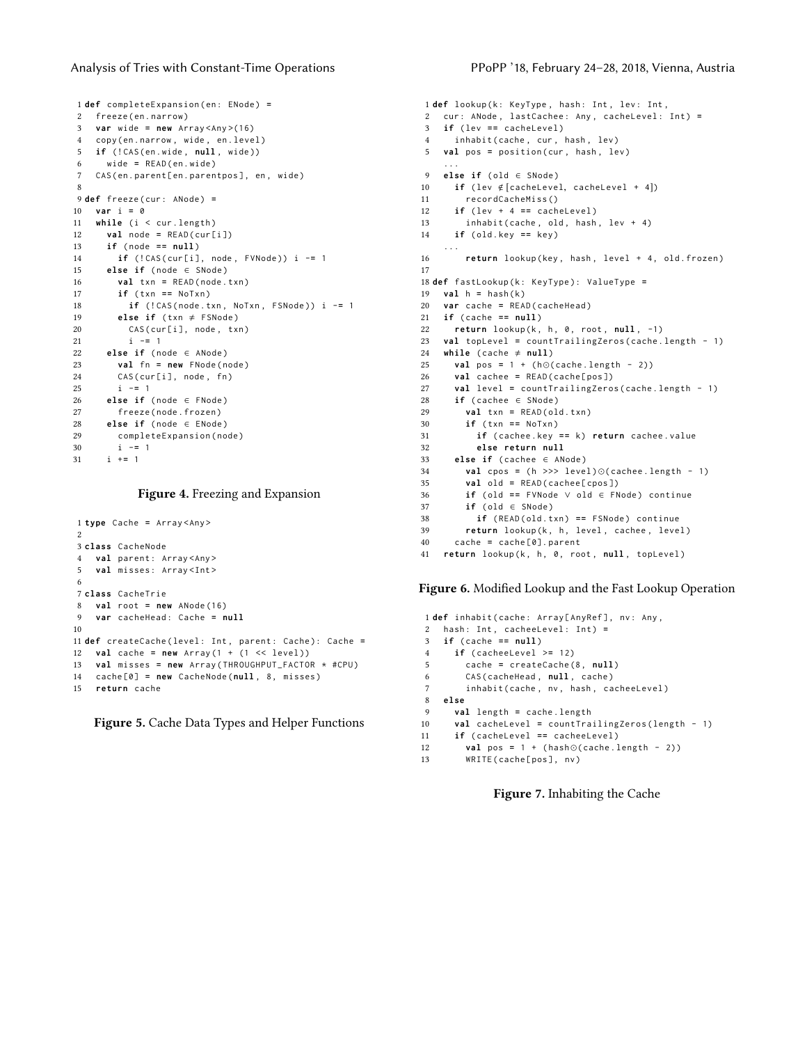```
1 def completeExpansion(en: ENode) =
2   freeze(en.narrow)
3   var wide = new Array<Any>(16)
4   copy(en.narrow, wide, en.level)
5   if (!CAS(en.wide, null, wide))
6     wide = READ(en.wide)
7   CAS(en.parent[en.parentpos], en, wide)
8
9 def freeze(cur: ANode) =
10   var i = 0
11   while (i < cur.length)
12     val node = READ(cur[i])
13     if (node == null)
14       if (!CAS(cur[i], node, FVNode)) i -= 1
15     else if (node ∈ SNode)
16       val txn = READ(node.txn)
17       if (txn == NoTxn)
18         if (!CAS(node.txn, NoTxn, FSNode)) i -= 1
19       else if (txn ≠ FSNode)
20         CAS(cur[i], node, txn)
21         i -= 1
22     else if (node ∈ ANode)
23       val fn = new FNode(node)
24       CAS(cur[i], node, fn)
25       i -= 1
26     else if (node ∈ FNode)
27       freeze(node.frozen)
28     else if (node ∈ ENode)
29       completeExpansion(node)
30       i -= 1
31     i += 1
```

**Figure 4.** Freezing and Expansion

```
1 type Cache = Array<Any>
2
3 class CacheNode
4   val parent: Array<Any>
5   val misses: Array<Int>
6
7 class CacheTrie
8   val root = new ANode(16)
9   var cacheHead: Cache = null
10
11 def createCache(level: Int, parent: Cache): Cache =
12   val cache = new Array(1 + (1 << level))
13   val misses = new Array(THROUGHPUT_FACTOR * #CPU)
14   cache[0] = new CacheNode(null, 8, misses)
15   return cache
```

**Figure 5.** Cache Data Types and Helper Functions

```
1 def lookup(k: KeyType, hash: Int, lev: Int,
2   cur: ANode, lastCachee: Any, cacheLevel: Int) =
3   if (lev == cacheLevel)
4     inhabit(cache, cur, hash, lev)
5   val pos = position(cur, hash, lev)
  ...
9   else if (old ∈ SNode)
10     if (lev ∉[cacheLevel, cacheLevel + 4])
11       recordCacheMiss()
12     if (lev + 4 == cacheLevel)
13       inhabit(cache, old, hash, lev + 4)
14     if (old.key == key)
  ...
16       return lookup(key, hash, level + 4, old.frozen)
17
18 def fastLookup(k: KeyType): ValueType =
19   val h = hash(k)
20   var cache = READ(cacheHead)
21   if (cache == null)
22     return lookup(k, h, 0, root, null, -1)
23   val topLevel = countTrailingZeros(cache.length - 1)
24   while (cache ≠ null)
25     val pos = 1 + (h⊙(cache.length - 2))
26     val cachee = READ(cache[pos])
27     val level = countTrailingZeros(cache.length - 1)
28     if (cachee ∈ SNode)
29       val txn = READ(old.txn)
30       if (txn == NoTxn)
31         if (cachee.key == k) return cachee.value
32         else return null
33     else if (cachee ∈ ANode)
34       val cpos = (h >>> level)⊙(cachee.length - 1)
35       val old = READ(cachee[cpos])
36       if (old == FVNode ∨ old ∈ FNode) continue
37       if (old ∈ SNode)
38         if (READ(old.txn) == FSNode) continue
39       return lookup(k, h, level, cachee, level)
40     cache = cache[0].parent
41   return lookup(k, h, 0, root, null, topLevel)
```

**Figure 6.** Modified Lookup and the Fast Lookup Operation

```
1 def inhabit(cache: Array[AnyRef], nv: Any,
2   hash: Int, cacheeLevel: Int) =
3   if (cache == null)
4     if (cacheeLevel >= 12)
5       cache = createCache(8, null)
6       CAS(cacheHead, null, cache)
7       inhabit(cache, nv, hash, cacheeLevel)
8   else
9     val length = cache.length
10     val cacheLevel = countTrailingZeros(length - 1)
11     if (cacheLevel == cacheeLevel)
12       val pos = 1 + (hash⊙(cache.length - 2))
13       WRITE(cache[pos], nv)
```

**Figure 7.** Inhabiting the Cache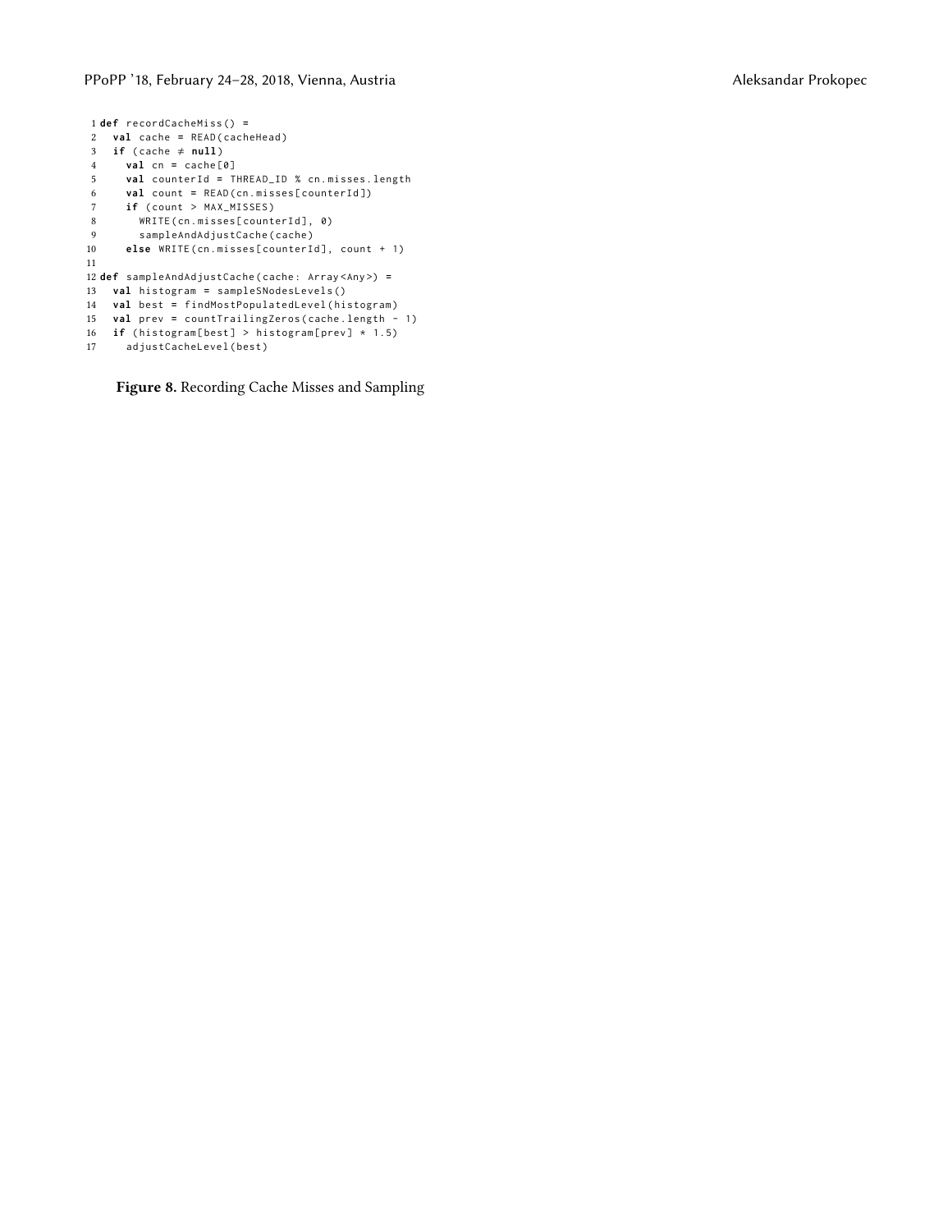```
1 def recordCacheMiss() =
2   val cache = READ(cacheHead)
3   if (cache ≠ null)
4     val cn = cache[0]
5     val counterId = THREAD_ID % cn.misses.length
6     val count = READ(cn.misses[counterId])
7     if (count > MAX_MISSES)
8       WRITE(cn.misses[counterId], 0)
9       sampleAndAdjustCache(cache)
10    else WRITE(cn.misses[counterId], count + 1)
11
12 def sampleAndAdjustCache(cache: Array<Any>) =
13   val histogram = sampleSNodesLevels()
14   val best = findMostPopulatedLevel(histogram)
15   val prev = countTrailingZeros(cache.length - 1)
16   if (histogram[best] > histogram[prev] * 1.5)
17     adjustCacheLevel(best)
```

**Figure 8.** Recording Cache Misses and Sampling